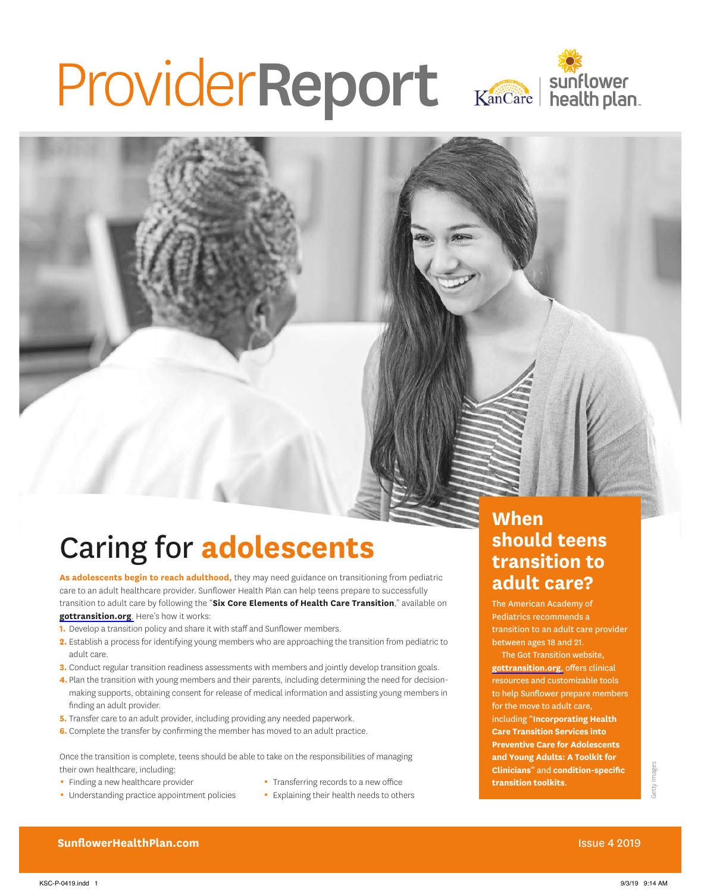# ProviderReport

## Caring for **adolescents**

**As adolescents begin to reach adulthood,** they may need guidance on transitioning from pediatric care to an adult healthcare provider. Sunflower Health Plan can help teens prepare to successfully transition to adult care by following the "**Six Core Elements of Health Care Transition**," available on **gottransition.org**. Here's how it works:

1. Develop a transition policy and share it with staff and Sunflower members.
2. Establish a process for identifying young members who are approaching the transition from pediatric to adult care.
3. Conduct regular transition readiness assessments with members and jointly develop transition goals.
4. Plan the transition with young members and their parents, including determining the need for decision-making supports, obtaining consent for release of medical information and assisting young members in finding an adult provider.
5. Transfer care to an adult provider, including providing any needed paperwork.
6. Complete the transfer by confirming the member has moved to an adult practice.

Once the transition is complete, teens should be able to take on the responsibilities of managing their own healthcare, including:

- Finding a new healthcare provider
- Understanding practice appointment policies
- Transferring records to a new office
- Explaining their health needs to others

### When should teens transition to adult care?

The American Academy of Pediatrics recommends a transition to an adult care provider between ages 18 and 21.

The Got Transition website, **gottransition.org**, offers clinical resources and customizable tools to help Sunflower prepare members for the move to adult care, including "**Incorporating Health Care Transition Services into Preventive Care for Adolescents and Young Adults: A Toolkit for Clinicians**" and **condition-specific transition toolkits**.

Getty Images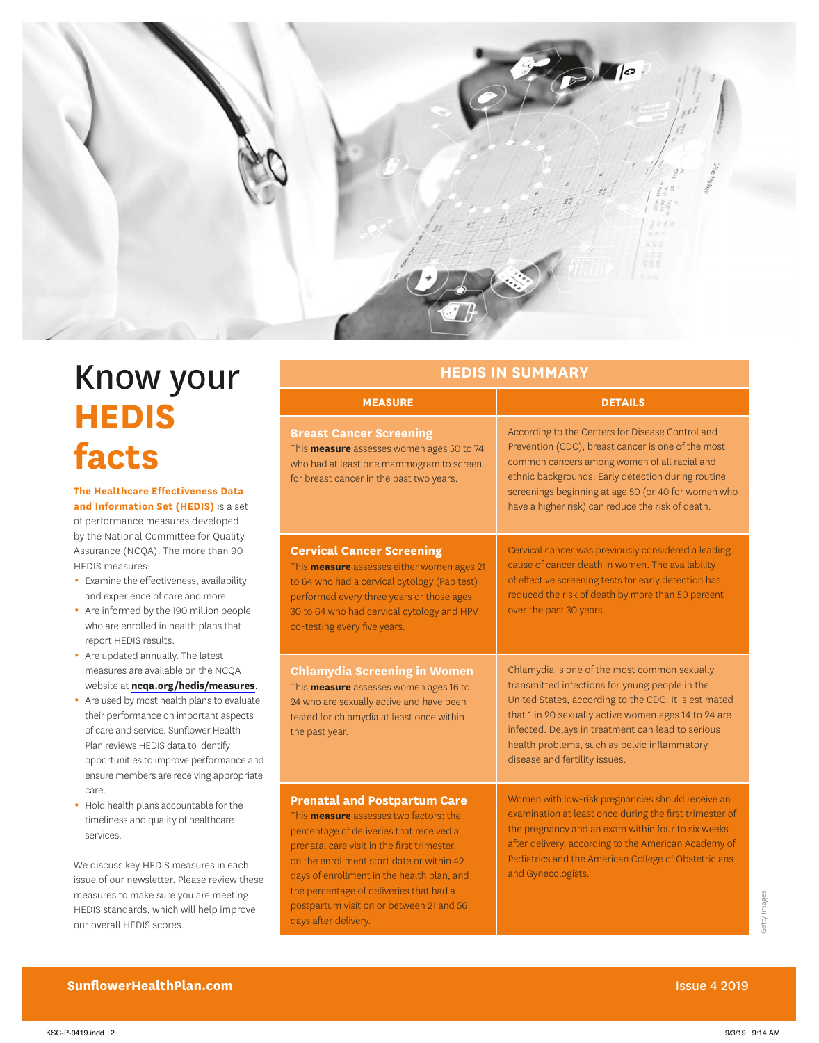# Know your **HEDIS facts**

**The Healthcare Effectiveness Data and Information Set (HEDIS)** is a set of performance measures developed by the National Committee for Quality Assurance (NCQA). The more than 90 HEDIS measures:

- Examine the effectiveness, availability and experience of care and more.
- Are informed by the 190 million people who are enrolled in health plans that report HEDIS results.
- Are updated annually. The latest measures are available on the NCQA website at **ncqa.org/hedis/measures**.
- Are used by most health plans to evaluate their performance on important aspects of care and service. Sunflower Health Plan reviews HEDIS data to identify opportunities to improve performance and ensure members are receiving appropriate care.
- Hold health plans accountable for the timeliness and quality of healthcare services.

We discuss key HEDIS measures in each issue of our newsletter. Please review these measures to make sure you are meeting HEDIS standards, which will help improve our overall HEDIS scores.

## HEDIS IN SUMMARY

| MEASURE | DETAILS |
|---|---|
| **Breast Cancer Screening**<br>This **measure** assesses women ages 50 to 74 who had at least one mammogram to screen for breast cancer in the past two years. | According to the Centers for Disease Control and Prevention (CDC), breast cancer is one of the most common cancers among women of all racial and ethnic backgrounds. Early detection during routine screenings beginning at age 50 (or 40 for women who have a higher risk) can reduce the risk of death. |
| **Cervical Cancer Screening**<br>This **measure** assesses either women ages 21 to 64 who had a cervical cytology (Pap test) performed every three years or those ages 30 to 64 who had cervical cytology and HPV co-testing every five years. | Cervical cancer was previously considered a leading cause of cancer death in women. The availability of effective screening tests for early detection has reduced the risk of death by more than 50 percent over the past 30 years. |
| **Chlamydia Screening in Women**<br>This **measure** assesses women ages 16 to 24 who are sexually active and have been tested for chlamydia at least once within the past year. | Chlamydia is one of the most common sexually transmitted infections for young people in the United States, according to the CDC. It is estimated that 1 in 20 sexually active women ages 14 to 24 are infected. Delays in treatment can lead to serious health problems, such as pelvic inflammatory disease and fertility issues. |
| **Prenatal and Postpartum Care**<br>This **measure** assesses two factors: the percentage of deliveries that received a prenatal care visit in the first trimester, on the enrollment start date or within 42 days of enrollment in the health plan, and the percentage of deliveries that had a postpartum visit on or between 21 and 56 days after delivery. | Women with low-risk pregnancies should receive an examination at least once during the first trimester of the pregnancy and an exam within four to six weeks after delivery, according to the American Academy of Pediatrics and the American College of Obstetricians and Gynecologists. |

Getty Images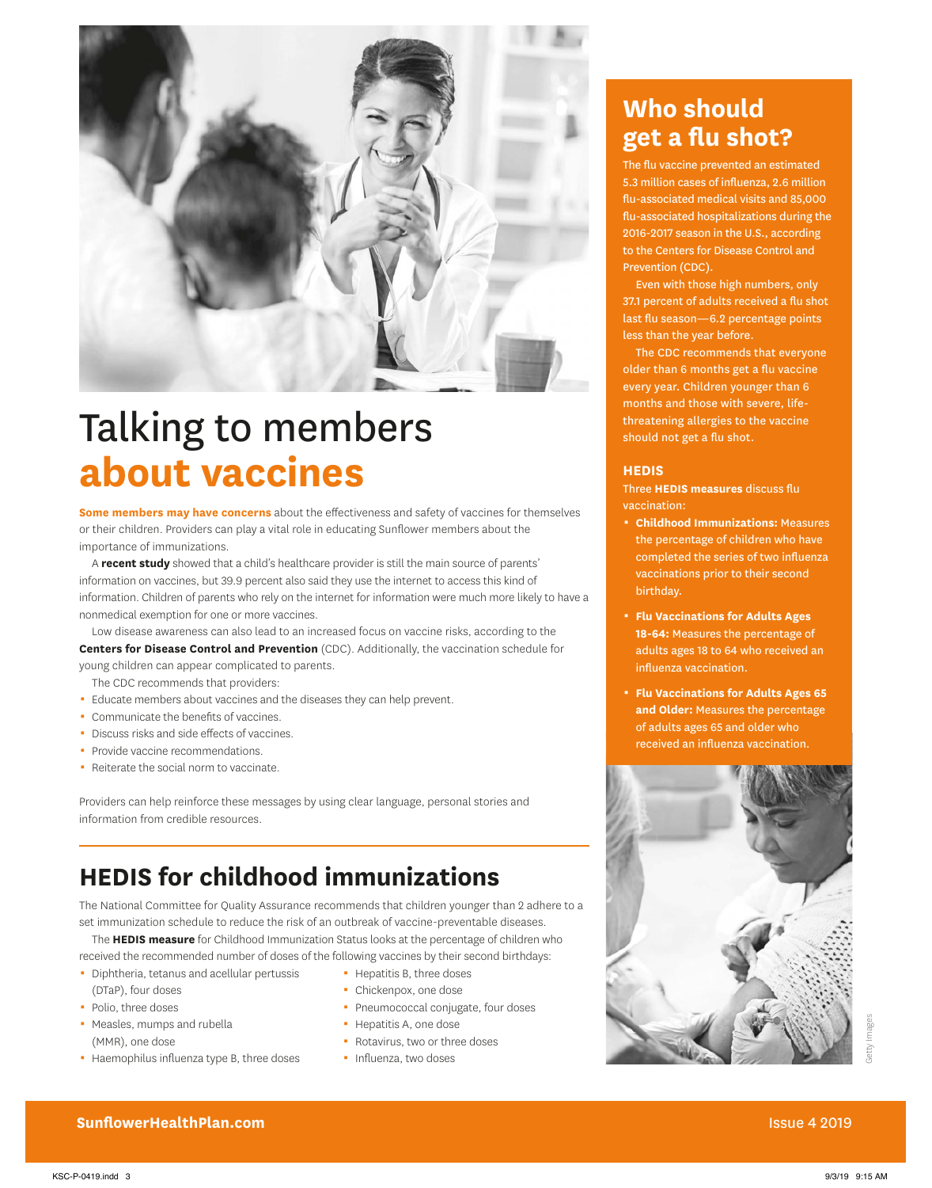# Talking to members **about vaccines**

**Some members may have concerns** about the effectiveness and safety of vaccines for themselves or their children. Providers can play a vital role in educating Sunflower members about the importance of immunizations.

A **recent study** showed that a child's healthcare provider is still the main source of parents' information on vaccines, but 39.9 percent also said they use the internet to access this kind of information. Children of parents who rely on the internet for information were much more likely to have a nonmedical exemption for one or more vaccines.

Low disease awareness can also lead to an increased focus on vaccine risks, according to the **Centers for Disease Control and Prevention** (CDC). Additionally, the vaccination schedule for young children can appear complicated to parents.

The CDC recommends that providers:

- Educate members about vaccines and the diseases they can help prevent.
- Communicate the benefits of vaccines.
- Discuss risks and side effects of vaccines.
- Provide vaccine recommendations.
- Reiterate the social norm to vaccinate.

Providers can help reinforce these messages by using clear language, personal stories and information from credible resources.

## HEDIS for childhood immunizations

The National Committee for Quality Assurance recommends that children younger than 2 adhere to a set immunization schedule to reduce the risk of an outbreak of vaccine-preventable diseases.

The **HEDIS measure** for Childhood Immunization Status looks at the percentage of children who received the recommended number of doses of the following vaccines by their second birthdays:

- Diphtheria, tetanus and acellular pertussis (DTaP), four doses
- Polio, three doses
- Measles, mumps and rubella (MMR), one dose
- Haemophilus influenza type B, three doses
- Hepatitis B, three doses
- Chickenpox, one dose
- Pneumococcal conjugate, four doses
- Hepatitis A, one dose
- Rotavirus, two or three doses
- Influenza, two doses

## Who should get a flu shot?

The flu vaccine prevented an estimated 5.3 million cases of influenza, 2.6 million flu-associated medical visits and 85,000 flu-associated hospitalizations during the 2016-2017 season in the U.S., according to the Centers for Disease Control and Prevention (CDC).

Even with those high numbers, only 37.1 percent of adults received a flu shot last flu season—6.2 percentage points less than the year before.

The CDC recommends that everyone older than 6 months get a flu vaccine every year. Children younger than 6 months and those with severe, life-threatening allergies to the vaccine should not get a flu shot.

### HEDIS

Three **HEDIS measures** discuss flu vaccination:

- **Childhood Immunizations:** Measures the percentage of children who have completed the series of two influenza vaccinations prior to their second birthday.
- **Flu Vaccinations for Adults Ages 18-64:** Measures the percentage of adults ages 18 to 64 who received an influenza vaccination.
- **Flu Vaccinations for Adults Ages 65 and Older:** Measures the percentage of adults ages 65 and older who received an influenza vaccination.

Getty Images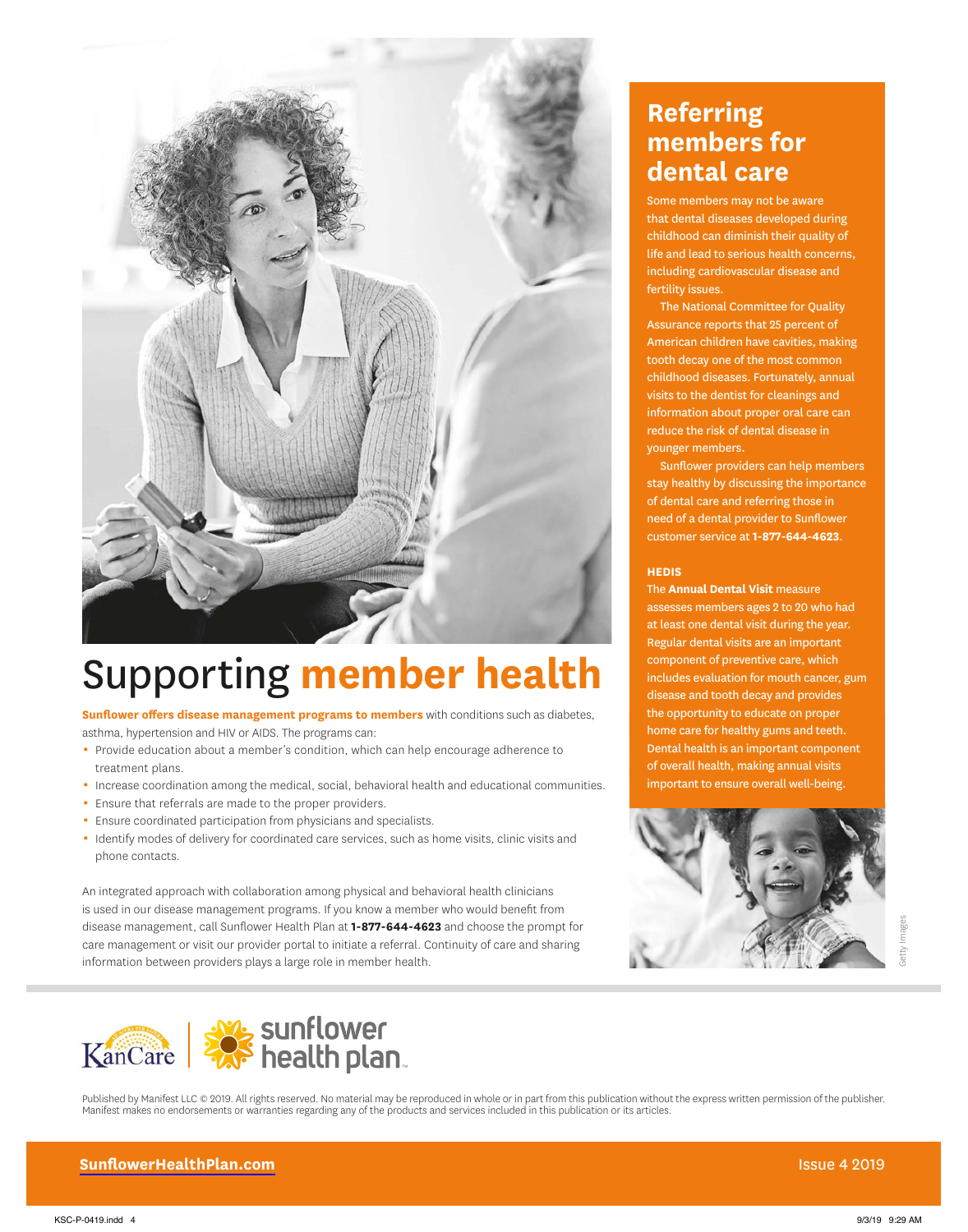# Supporting **member health**

**Sunflower offers disease management programs to members** with conditions such as diabetes, asthma, hypertension and HIV or AIDS. The programs can:

- Provide education about a member's condition, which can help encourage adherence to treatment plans.
- Increase coordination among the medical, social, behavioral health and educational communities.
- Ensure that referrals are made to the proper providers.
- Ensure coordinated participation from physicians and specialists.
- Identify modes of delivery for coordinated care services, such as home visits, clinic visits and phone contacts.

An integrated approach with collaboration among physical and behavioral health clinicians is used in our disease management programs. If you know a member who would benefit from disease management, call Sunflower Health Plan at **1-877-644-4623** and choose the prompt for care management or visit our provider portal to initiate a referral. Continuity of care and sharing information between providers plays a large role in member health.

## Referring members for dental care

Some members may not be aware that dental diseases developed during childhood can diminish their quality of life and lead to serious health concerns, including cardiovascular disease and fertility issues.

The National Committee for Quality Assurance reports that 25 percent of American children have cavities, making tooth decay one of the most common childhood diseases. Fortunately, annual visits to the dentist for cleanings and information about proper oral care can reduce the risk of dental disease in younger members.

Sunflower providers can help members stay healthy by discussing the importance of dental care and referring those in need of a dental provider to Sunflower customer service at **1-877-644-4623**.

### HEDIS

The **Annual Dental Visit** measure assesses members ages 2 to 20 who had at least one dental visit during the year. Regular dental visits are an important component of preventive care, which includes evaluation for mouth cancer, gum disease and tooth decay and provides the opportunity to educate on proper home care for healthy gums and teeth. Dental health is an important component of overall health, making annual visits important to ensure overall well-being.

Getty Images

KanCare | sunflower health plan

Published by Manifest LLC © 2019. All rights reserved. No material may be reproduced in whole or in part from this publication without the express written permission of the publisher. Manifest makes no endorsements or warranties regarding any of the products and services included in this publication or its articles.

SunflowerHealthPlan.com

Issue 4 2019